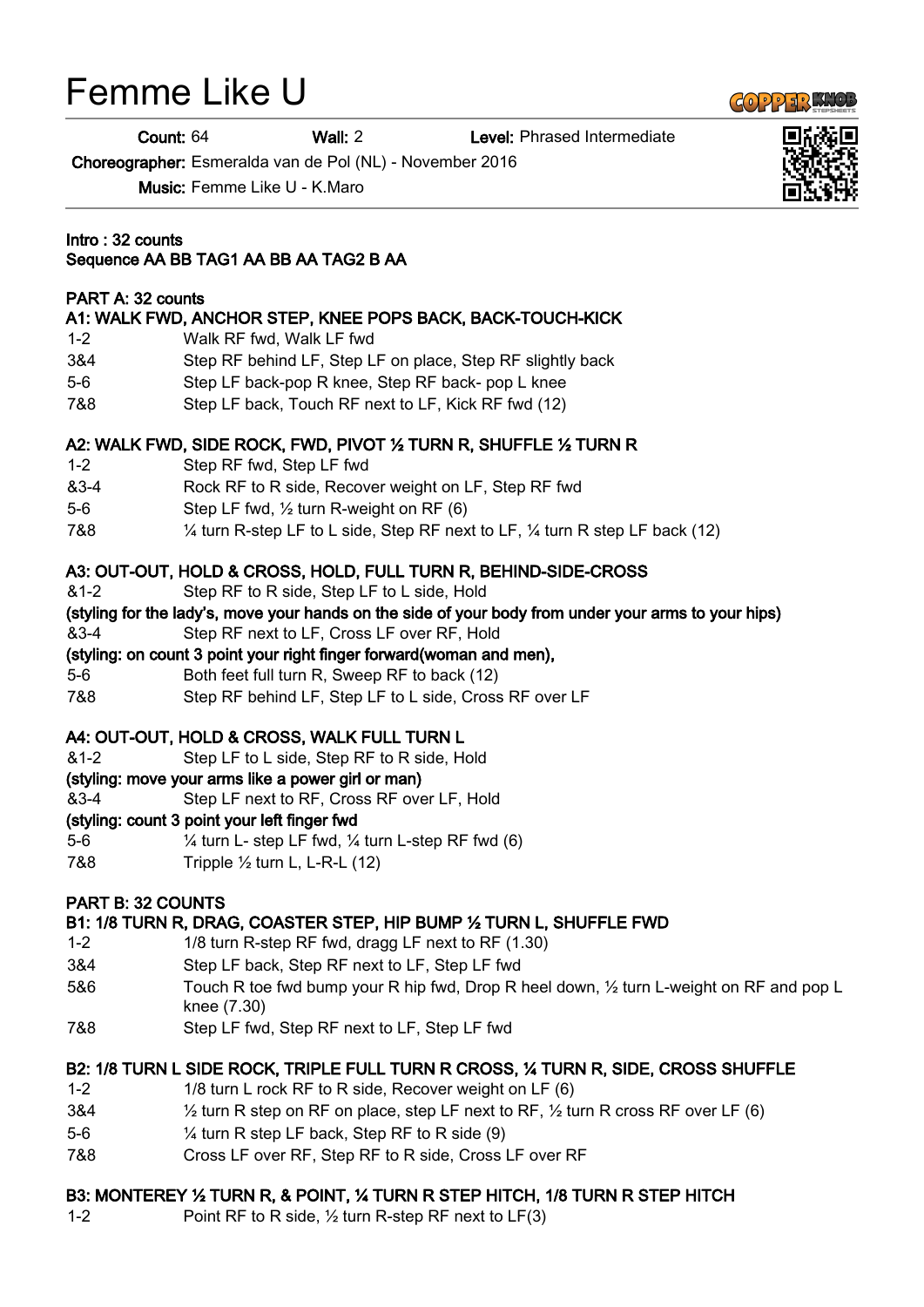# Femme Like U

**Count:** 64 **Wall:** 2 **Level:** Phrased Intermediate

**Choreographer:** Esmeralda van de Pol (NL) - November 2016

**Music:** Femme Like U - K.Maro

**Intro : 32 counts**
**Sequence AA BB TAG1 AA BB AA TAG2 B AA**

**PART A: 32 counts**

**A1: WALK FWD, ANCHOR STEP, KNEE POPS BACK, BACK-TOUCH-KICK**

| | |
|---|---|
| 1-2 | Walk RF fwd, Walk LF fwd |
| 3&4 | Step RF behind LF, Step LF on place, Step RF slightly back |
| 5-6 | Step LF back-pop R knee, Step RF back- pop L knee |
| 7&8 | Step LF back, Touch RF next to LF, Kick RF fwd (12) |

**A2: WALK FWD, SIDE ROCK, FWD, PIVOT ½ TURN R, SHUFFLE ½ TURN R**

| | |
|---|---|
| 1-2 | Step RF fwd, Step LF fwd |
| &3-4 | Rock RF to R side, Recover weight on LF, Step RF fwd |
| 5-6 | Step LF fwd, ½ turn R-weight on RF (6) |
| 7&8 | ¼ turn R-step LF to L side, Step RF next to LF, ¼ turn R step LF back (12) |

**A3: OUT-OUT, HOLD & CROSS, HOLD, FULL TURN R, BEHIND-SIDE-CROSS**

&1-2 Step RF to R side, Step LF to L side, Hold

**(styling for the lady's, move your hands on the side of your body from under your arms to your hips)**

&3-4 Step RF next to LF, Cross LF over RF, Hold

**(styling: on count 3 point your right finger forward(woman and men),**

5-6 Both feet full turn R, Sweep RF to back (12)

7&8 Step RF behind LF, Step LF to L side, Cross RF over LF

**A4: OUT-OUT, HOLD & CROSS, WALK FULL TURN L**

&1-2 Step LF to L side, Step RF to R side, Hold

**(styling: move your arms like a power girl or man)**

&3-4 Step LF next to RF, Cross RF over LF, Hold

**(styling: count 3 point your left finger fwd**

5-6 ¼ turn L- step LF fwd, ¼ turn L-step RF fwd (6)

7&8 Tripple ½ turn L, L-R-L (12)

**PART B: 32 COUNTS**

**B1: 1/8 TURN R, DRAG, COASTER STEP, HIP BUMP ½ TURN L, SHUFFLE FWD**

| | |
|---|---|
| 1-2 | 1/8 turn R-step RF fwd, dragg LF next to RF (1.30) |
| 3&4 | Step LF back, Step RF next to LF, Step LF fwd |
| 5&6 | Touch R toe fwd bump your R hip fwd, Drop R heel down, ½ turn L-weight on RF and pop L knee (7.30) |
| 7&8 | Step LF fwd, Step RF next to LF, Step LF fwd |

**B2: 1/8 TURN L SIDE ROCK, TRIPLE FULL TURN R CROSS, ¼ TURN R, SIDE, CROSS SHUFFLE**

| | |
|---|---|
| 1-2 | 1/8 turn L rock RF to R side, Recover weight on LF (6) |
| 3&4 | ½ turn R step on RF on place, step LF next to RF, ½ turn R cross RF over LF (6) |
| 5-6 | ¼ turn R step LF back, Step RF to R side (9) |
| 7&8 | Cross LF over RF, Step RF to R side, Cross LF over RF |

**B3: MONTEREY ½ TURN R, & POINT, ¼ TURN R STEP HITCH, 1/8 TURN R STEP HITCH**

| | |
|---|---|
| 1-2 | Point RF to R side, ½ turn R-step RF next to LF(3) |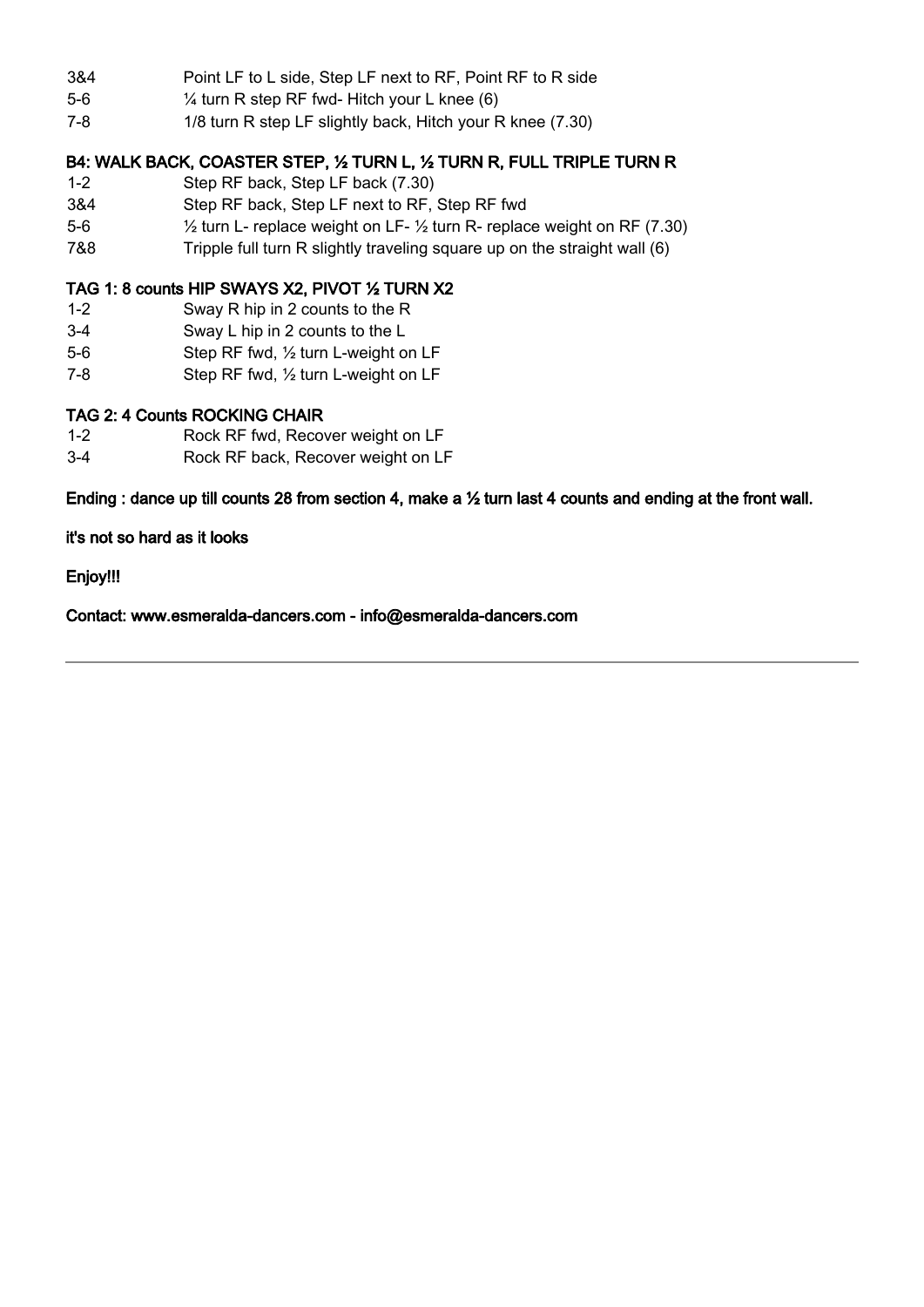3&4	Point LF to L side, Step LF next to RF, Point RF to R side
5-6	¼ turn R step RF fwd- Hitch your L knee (6)
7-8	1/8 turn R step LF slightly back, Hitch your R knee (7.30)

**B4: WALK BACK, COASTER STEP, ½ TURN L, ½ TURN R, FULL TRIPLE TURN R**

1-2	Step RF back, Step LF back (7.30)
3&4	Step RF back, Step LF next to RF, Step RF fwd
5-6	½ turn L- replace weight on LF- ½ turn R- replace weight on RF (7.30)
7&8	Tripple full turn R slightly traveling square up on the straight wall (6)

**TAG 1: 8 counts HIP SWAYS X2, PIVOT ½ TURN X2**

1-2	Sway R hip in 2 counts to the R
3-4	Sway L hip in 2 counts to the L
5-6	Step RF fwd, ½ turn L-weight on LF
7-8	Step RF fwd, ½ turn L-weight on LF

**TAG 2: 4 Counts ROCKING CHAIR**

1-2	Rock RF fwd, Recover weight on LF
3-4	Rock RF back, Recover weight on LF

**Ending : dance up till counts 28 from section 4, make a ½ turn last 4 counts and ending at the front wall.**

**it's not so hard as it looks**

**Enjoy!!!**

**Contact: www.esmeralda-dancers.com - info@esmeralda-dancers.com**